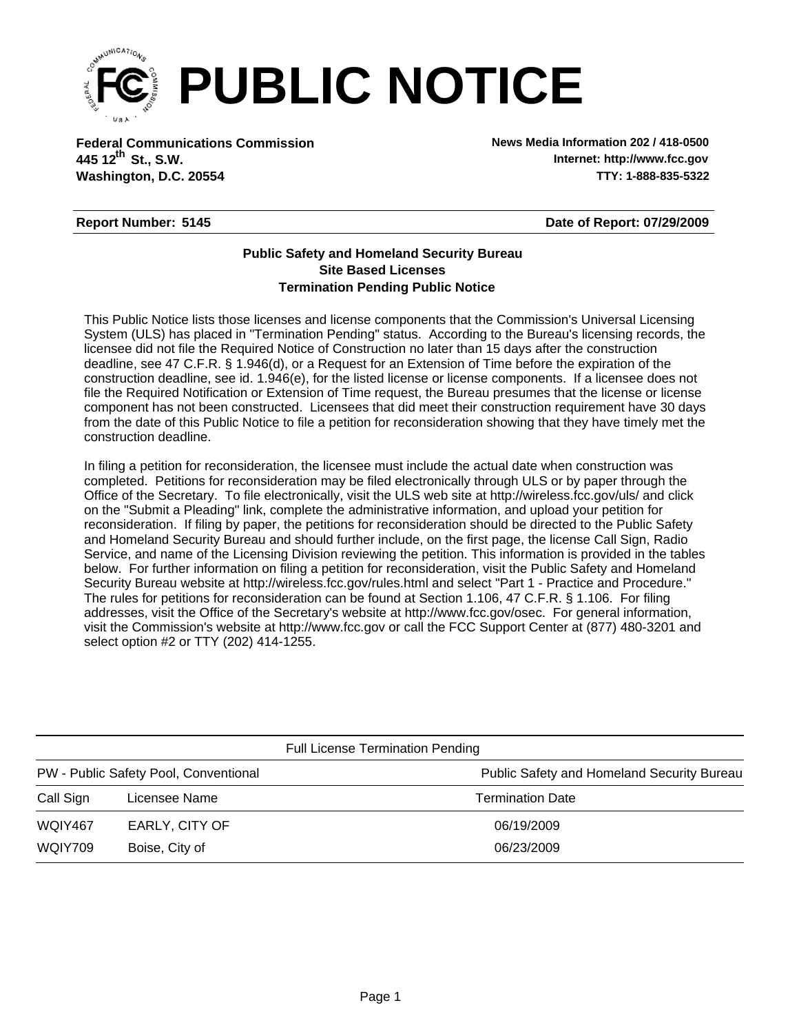# PUBLIC NOTICE

**Federal Communications Commission**
**445 12th St., S.W.**
**Washington, D.C. 20554**

**News Media Information 202 / 418-0500**
**Internet: http://www.fcc.gov**
**TTY: 1-888-835-5322**

**Report Number: 5145** **Date of Report: 07/29/2009**

### Public Safety and Homeland Security Bureau
### Site Based Licenses
### Termination Pending Public Notice

This Public Notice lists those licenses and license components that the Commission's Universal Licensing System (ULS) has placed in "Termination Pending" status. According to the Bureau's licensing records, the licensee did not file the Required Notice of Construction no later than 15 days after the construction deadline, see 47 C.F.R. § 1.946(d), or a Request for an Extension of Time before the expiration of the construction deadline, see id. 1.946(e), for the listed license or license components. If a licensee does not file the Required Notification or Extension of Time request, the Bureau presumes that the license or license component has not been constructed. Licensees that did meet their construction requirement have 30 days from the date of this Public Notice to file a petition for reconsideration showing that they have timely met the construction deadline.

In filing a petition for reconsideration, the licensee must include the actual date when construction was completed. Petitions for reconsideration may be filed electronically through ULS or by paper through the Office of the Secretary. To file electronically, visit the ULS web site at http://wireless.fcc.gov/uls/ and click on the "Submit a Pleading" link, complete the administrative information, and upload your petition for reconsideration. If filing by paper, the petitions for reconsideration should be directed to the Public Safety and Homeland Security Bureau and should further include, on the first page, the license Call Sign, Radio Service, and name of the Licensing Division reviewing the petition. This information is provided in the tables below. For further information on filing a petition for reconsideration, visit the Public Safety and Homeland Security Bureau website at http://wireless.fcc.gov/rules.html and select "Part 1 - Practice and Procedure." The rules for petitions for reconsideration can be found at Section 1.106, 47 C.F.R. § 1.106. For filing addresses, visit the Office of the Secretary's website at http://www.fcc.gov/osec. For general information, visit the Commission's website at http://www.fcc.gov or call the FCC Support Center at (877) 480-3201 and select option #2 or TTY (202) 414-1255.

Full License Termination Pending

PW - Public Safety Pool, Conventional — Public Safety and Homeland Security Bureau

| Call Sign | Licensee Name | Termination Date |
|---|---|---|
| WQIY467 | EARLY, CITY OF | 06/19/2009 |
| WQIY709 | Boise, City of | 06/23/2009 |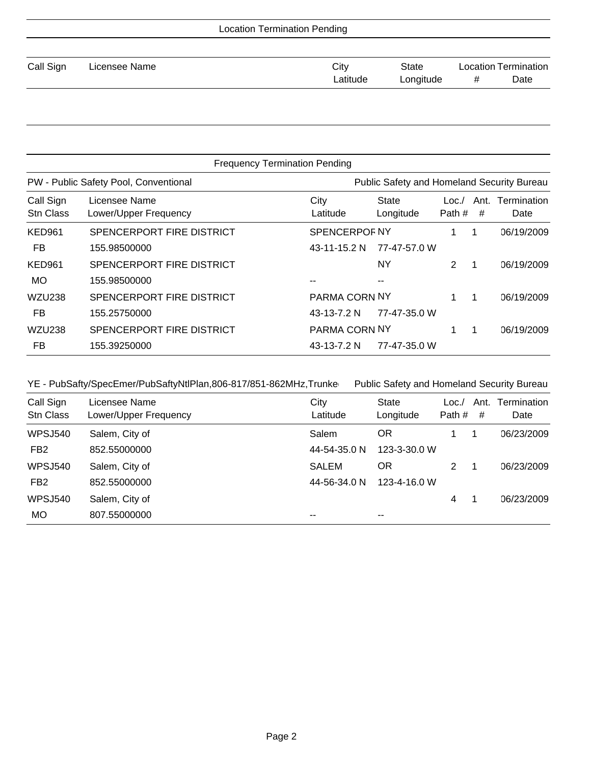## Location Termination Pending

| Call Sign | Licensee Name | City / Latitude | State / Longitude | Location # | Termination Date |
|---|---|---|---|---|---|

## Frequency Termination Pending

PW - Public Safety Pool, Conventional — Public Safety and Homeland Security Bureau

| Call Sign / Stn Class | Licensee Name / Lower/Upper Frequency | City / Latitude | State / Longitude | Loc./ Path # | Ant. # | Termination Date |
|---|---|---|---|---|---|---|
| KED961 | SPENCERPORT FIRE DISTRICT | SPENCERPOF | NY | 1 | 1 | 06/19/2009 |
| FB | 155.98500000 | 43-11-15.2 N | 77-47-57.0 W | | | |
| KED961 | SPENCERPORT FIRE DISTRICT | | NY | 2 | 1 | 06/19/2009 |
| MO | 155.98500000 | -- | -- | | | |
| WZU238 | SPENCERPORT FIRE DISTRICT | PARMA CORN | NY | 1 | 1 | 06/19/2009 |
| FB | 155.25750000 | 43-13-7.2 N | 77-47-35.0 W | | | |
| WZU238 | SPENCERPORT FIRE DISTRICT | PARMA CORN | NY | 1 | 1 | 06/19/2009 |
| FB | 155.39250000 | 43-13-7.2 N | 77-47-35.0 W | | | |

YE - PubSafty/SpecEmer/PubSaftyNtlPlan,806-817/851-862MHz,Trunke — Public Safety and Homeland Security Bureau

| Call Sign / Stn Class | Licensee Name / Lower/Upper Frequency | City / Latitude | State / Longitude | Loc./ Path # | Ant. # | Termination Date |
|---|---|---|---|---|---|---|
| WPSJ540 | Salem, City of | Salem | OR | 1 | 1 | 06/23/2009 |
| FB2 | 852.55000000 | 44-54-35.0 N | 123-3-30.0 W | | | |
| WPSJ540 | Salem, City of | SALEM | OR | 2 | 1 | 06/23/2009 |
| FB2 | 852.55000000 | 44-56-34.0 N | 123-4-16.0 W | | | |
| WPSJ540 | Salem, City of | | | 4 | 1 | 06/23/2009 |
| MO | 807.55000000 | -- | -- | | | |